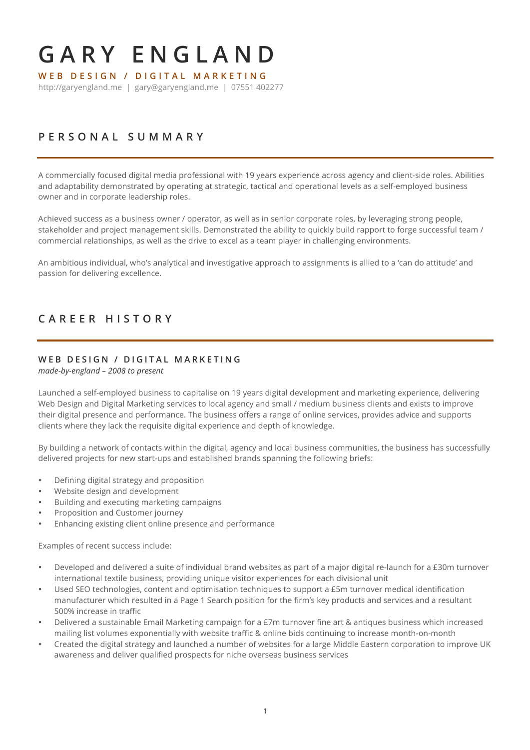# GARY ENGLAND

**WEB DESIGN / DIGITAL MARKETING**

http://garyengland.me | gary@garyengland.me | 07551 402277

## PERSONAL SUMMARY

A commercially focused digital media professional with 19 years experience across agency and client-side roles. Abilities and adaptability demonstrated by operating at strategic, tactical and operational levels as a self-employed business owner and in corporate leadership roles.

Achieved success as a business owner / operator, as well as in senior corporate roles, by leveraging strong people, stakeholder and project management skills. Demonstrated the ability to quickly build rapport to forge successful team / commercial relationships, as well as the drive to excel as a team player in challenging environments.

An ambitious individual, who's analytical and investigative approach to assignments is allied to a 'can do attitude' and passion for delivering excellence.

## CAREER HISTORY

### WEB DESIGN / DIGITAL MARKETING

*made-by-england – 2008 to present*

Launched a self-employed business to capitalise on 19 years digital development and marketing experience, delivering Web Design and Digital Marketing services to local agency and small / medium business clients and exists to improve their digital presence and performance. The business offers a range of online services, provides advice and supports clients where they lack the requisite digital experience and depth of knowledge.

By building a network of contacts within the digital, agency and local business communities, the business has successfully delivered projects for new start-ups and established brands spanning the following briefs:

- Defining digital strategy and proposition
- Website design and development
- Building and executing marketing campaigns
- Proposition and Customer journey
- Enhancing existing client online presence and performance

Examples of recent success include:

- Developed and delivered a suite of individual brand websites as part of a major digital re-launch for a £30m turnover international textile business, providing unique visitor experiences for each divisional unit
- Used SEO technologies, content and optimisation techniques to support a £5m turnover medical identification manufacturer which resulted in a Page 1 Search position for the firm's key products and services and a resultant 500% increase in traffic
- Delivered a sustainable Email Marketing campaign for a £7m turnover fine art & antiques business which increased mailing list volumes exponentially with website traffic & online bids continuing to increase month-on-month
- Created the digital strategy and launched a number of websites for a large Middle Eastern corporation to improve UK awareness and deliver qualified prospects for niche overseas business services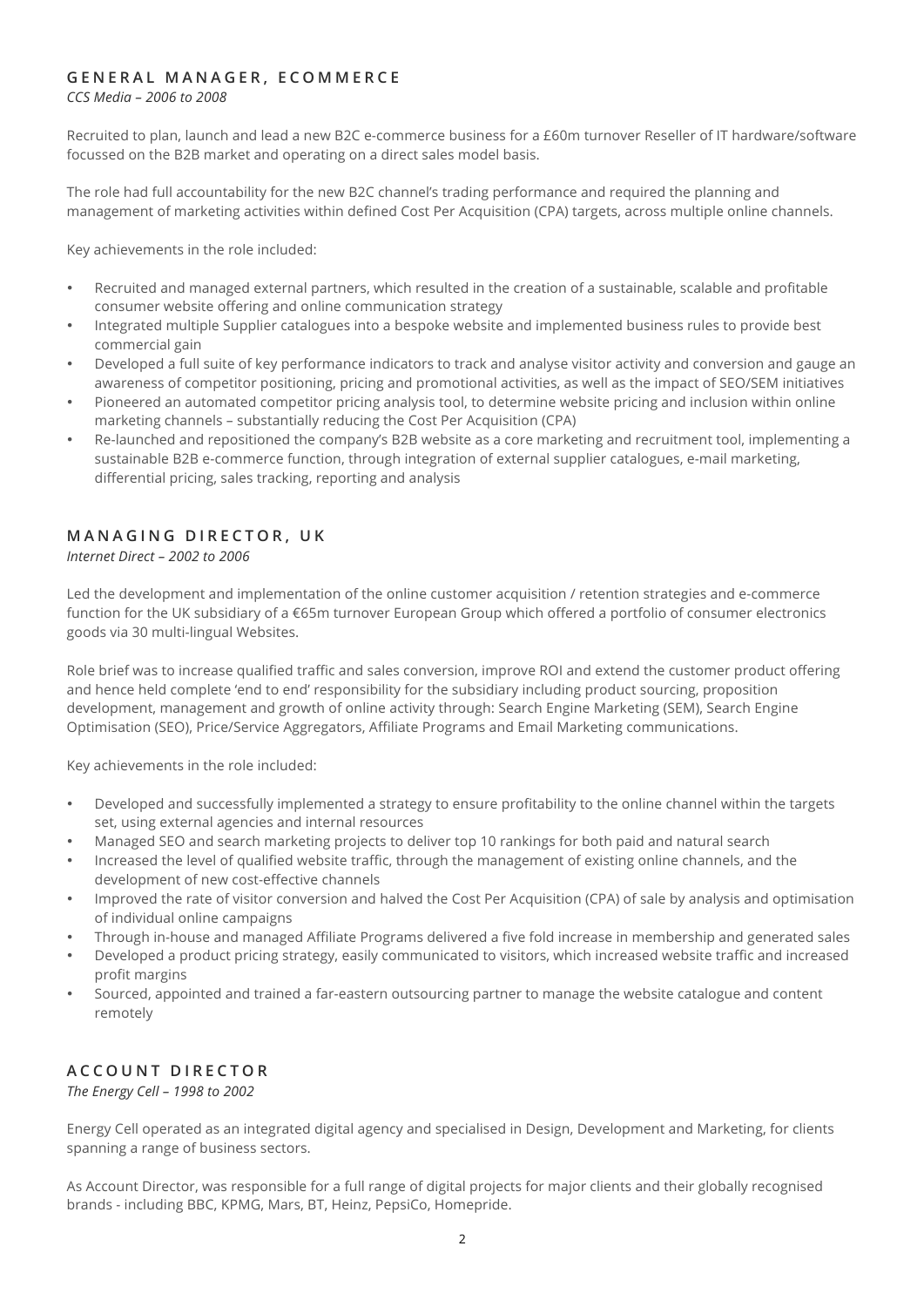### GENERAL MANAGER, ECOMMERCE

*CCS Media – 2006 to 2008*

Recruited to plan, launch and lead a new B2C e-commerce business for a £60m turnover Reseller of IT hardware/software focussed on the B2B market and operating on a direct sales model basis.

The role had full accountability for the new B2C channel's trading performance and required the planning and management of marketing activities within defined Cost Per Acquisition (CPA) targets, across multiple online channels.

Key achievements in the role included:

- Recruited and managed external partners, which resulted in the creation of a sustainable, scalable and profitable consumer website offering and online communication strategy
- Integrated multiple Supplier catalogues into a bespoke website and implemented business rules to provide best commercial gain
- Developed a full suite of key performance indicators to track and analyse visitor activity and conversion and gauge an awareness of competitor positioning, pricing and promotional activities, as well as the impact of SEO/SEM initiatives
- Pioneered an automated competitor pricing analysis tool, to determine website pricing and inclusion within online marketing channels – substantially reducing the Cost Per Acquisition (CPA)
- Re-launched and repositioned the company's B2B website as a core marketing and recruitment tool, implementing a sustainable B2B e-commerce function, through integration of external supplier catalogues, e-mail marketing, differential pricing, sales tracking, reporting and analysis

### MANAGING DIRECTOR, UK

*Internet Direct – 2002 to 2006*

Led the development and implementation of the online customer acquisition / retention strategies and e-commerce function for the UK subsidiary of a €65m turnover European Group which offered a portfolio of consumer electronics goods via 30 multi-lingual Websites.

Role brief was to increase qualified traffic and sales conversion, improve ROI and extend the customer product offering and hence held complete 'end to end' responsibility for the subsidiary including product sourcing, proposition development, management and growth of online activity through: Search Engine Marketing (SEM), Search Engine Optimisation (SEO), Price/Service Aggregators, Affiliate Programs and Email Marketing communications.

Key achievements in the role included:

- Developed and successfully implemented a strategy to ensure profitability to the online channel within the targets set, using external agencies and internal resources
- Managed SEO and search marketing projects to deliver top 10 rankings for both paid and natural search
- Increased the level of qualified website traffic, through the management of existing online channels, and the development of new cost-effective channels
- Improved the rate of visitor conversion and halved the Cost Per Acquisition (CPA) of sale by analysis and optimisation of individual online campaigns
- Through in-house and managed Affiliate Programs delivered a five fold increase in membership and generated sales
- Developed a product pricing strategy, easily communicated to visitors, which increased website traffic and increased profit margins
- Sourced, appointed and trained a far-eastern outsourcing partner to manage the website catalogue and content remotely

### ACCOUNT DIRECTOR

*The Energy Cell – 1998 to 2002*

Energy Cell operated as an integrated digital agency and specialised in Design, Development and Marketing, for clients spanning a range of business sectors.

As Account Director, was responsible for a full range of digital projects for major clients and their globally recognised brands - including BBC, KPMG, Mars, BT, Heinz, PepsiCo, Homepride.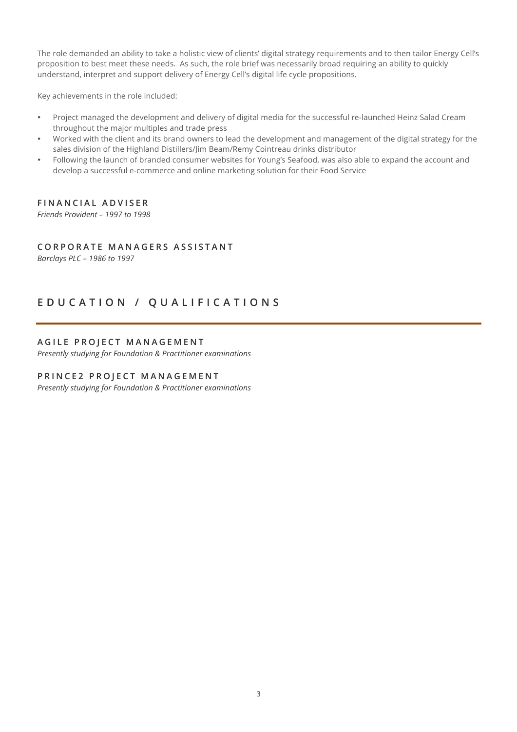The role demanded an ability to take a holistic view of clients' digital strategy requirements and to then tailor Energy Cell's proposition to best meet these needs. As such, the role brief was necessarily broad requiring an ability to quickly understand, interpret and support delivery of Energy Cell's digital life cycle propositions.

Key achievements in the role included:

- Project managed the development and delivery of digital media for the successful re-launched Heinz Salad Cream throughout the major multiples and trade press
- Worked with the client and its brand owners to lead the development and management of the digital strategy for the sales division of the Highland Distillers/Jim Beam/Remy Cointreau drinks distributor
- Following the launch of branded consumer websites for Young's Seafood, was also able to expand the account and develop a successful e-commerce and online marketing solution for their Food Service

### FINANCIAL ADVISER

*Friends Provident – 1997 to 1998*

### CORPORATE MANAGERS ASSISTANT

*Barclays PLC – 1986 to 1997*

## EDUCATION / QUALIFICATIONS

### AGILE PROJECT MANAGEMENT

*Presently studying for Foundation & Practitioner examinations*

### PRINCE2 PROJECT MANAGEMENT

*Presently studying for Foundation & Practitioner examinations*